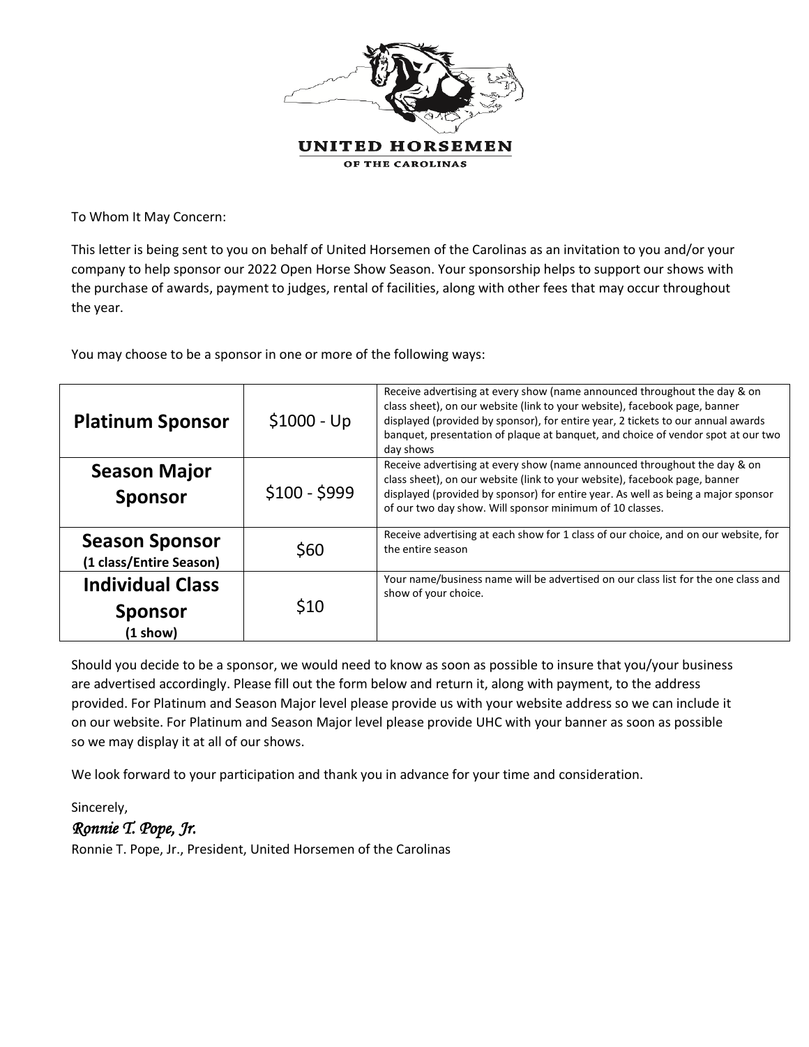**UNITED HORSEMEN**

**OF THE CAROLINAS**

To Whom It May Concern:

This letter is being sent to you on behalf of United Horsemen of the Carolinas as an invitation to you and/or your company to help sponsor our 2022 Open Horse Show Season. Your sponsorship helps to support our shows with the purchase of awards, payment to judges, rental of facilities, along with other fees that may occur throughout the year.

You may choose to be a sponsor in one or more of the following ways:

| | | |
|---|---|---|
| **Platinum Sponsor** | $1000 - Up | Receive advertising at every show (name announced throughout the day & on class sheet), on our website (link to your website), facebook page, banner displayed (provided by sponsor), for entire year, 2 tickets to our annual awards banquet, presentation of plaque at banquet, and choice of vendor spot at our two day shows |
| **Season Major Sponsor** | $100 - $999 | Receive advertising at every show (name announced throughout the day & on class sheet), on our website (link to your website), facebook page, banner displayed (provided by sponsor) for entire year. As well as being a major sponsor of our two day show. Will sponsor minimum of 10 classes. |
| **Season Sponsor (1 class/Entire Season)** | $60 | Receive advertising at each show for 1 class of our choice, and on our website, for the entire season |
| **Individual Class Sponsor (1 show)** | $10 | Your name/business name will be advertised on our class list for the one class and show of your choice. |

Should you decide to be a sponsor, we would need to know as soon as possible to insure that you/your business are advertised accordingly. Please fill out the form below and return it, along with payment, to the address provided. For Platinum and Season Major level please provide us with your website address so we can include it on our website. For Platinum and Season Major level please provide UHC with your banner as soon as possible so we may display it at all of our shows.

We look forward to your participation and thank you in advance for your time and consideration.

Sincerely,

*Ronnie T. Pope, Jr.*

Ronnie T. Pope, Jr., President, United Horsemen of the Carolinas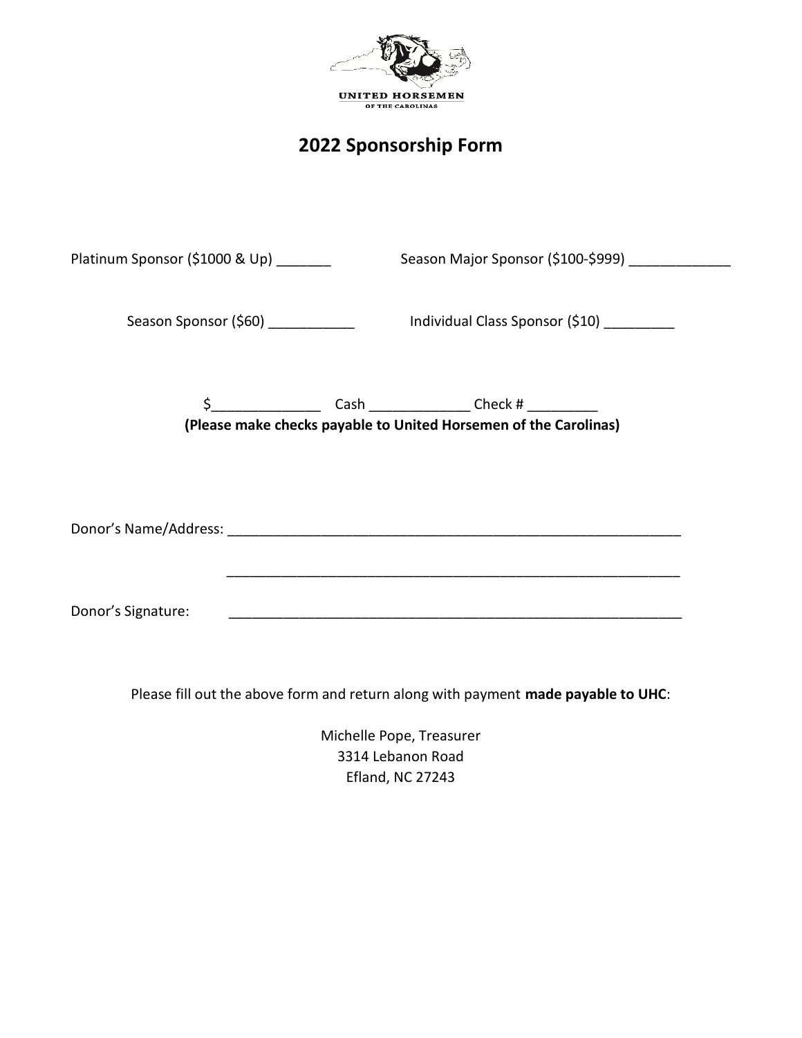UNITED HORSEMEN
OF THE CAROLINAS

# 2022 Sponsorship Form

Platinum Sponsor ($1000 & Up) _______ Season Major Sponsor ($100-$999) _____________

Season Sponsor ($60) ___________ Individual Class Sponsor ($10) _________

$______________ Cash _____________ Check # _________

**(Please make checks payable to United Horsemen of the Carolinas)**

Donor's Name/Address: _____________________________________________________________

_____________________________________________________________

Donor's Signature: _____________________________________________________________

Please fill out the above form and return along with payment **made payable to UHC**:

Michelle Pope, Treasurer
3314 Lebanon Road
Efland, NC 27243